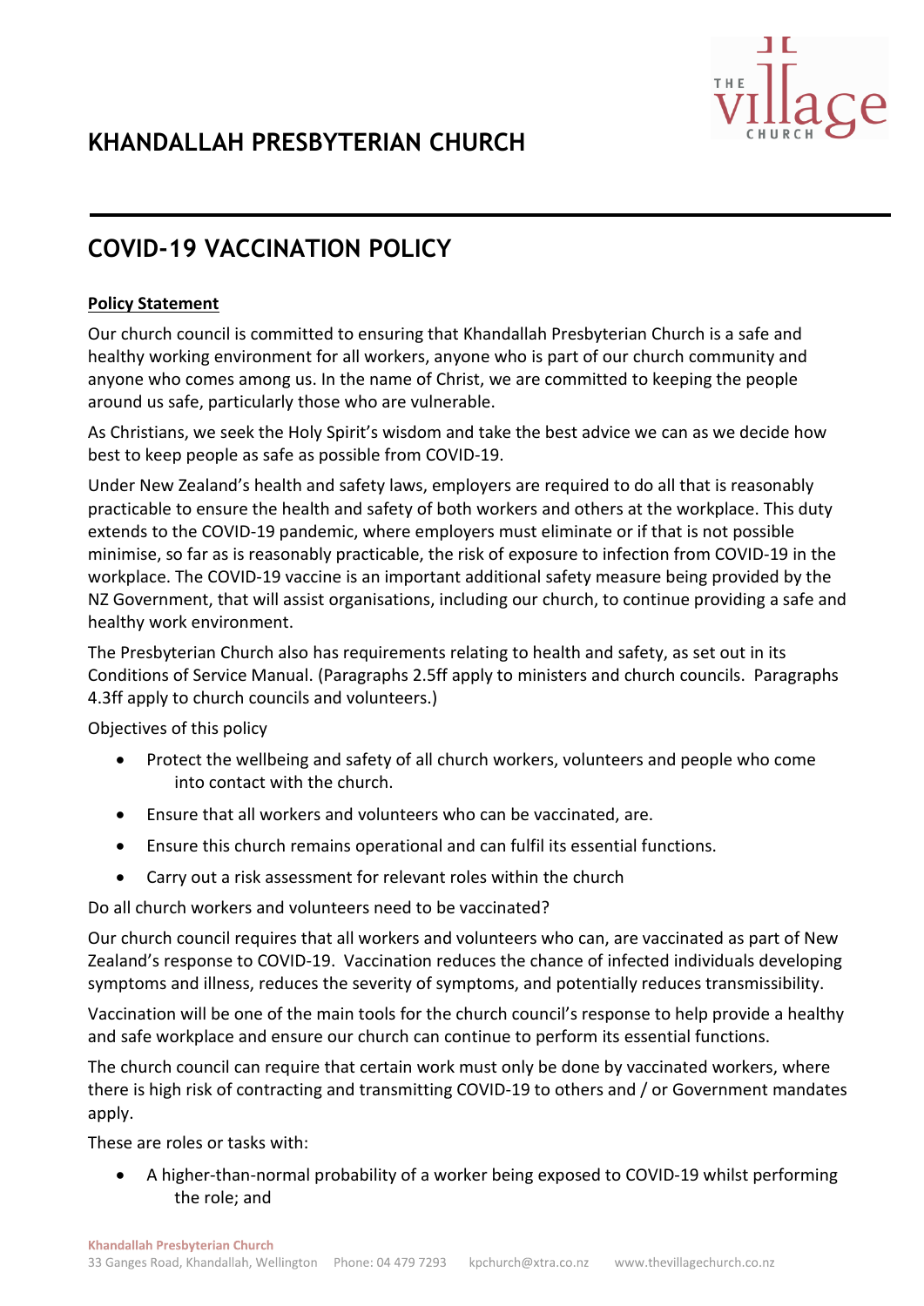# KHANDALLAH PRESBYTERIAN CHURCH

## COVID-19 VACCINATION POLICY

**Policy Statement**

Our church council is committed to ensuring that Khandallah Presbyterian Church is a safe and healthy working environment for all workers, anyone who is part of our church community and anyone who comes among us. In the name of Christ, we are committed to keeping the people around us safe, particularly those who are vulnerable.

As Christians, we seek the Holy Spirit's wisdom and take the best advice we can as we decide how best to keep people as safe as possible from COVID-19.

Under New Zealand's health and safety laws, employers are required to do all that is reasonably practicable to ensure the health and safety of both workers and others at the workplace. This duty extends to the COVID-19 pandemic, where employers must eliminate or if that is not possible minimise, so far as is reasonably practicable, the risk of exposure to infection from COVID-19 in the workplace. The COVID-19 vaccine is an important additional safety measure being provided by the NZ Government, that will assist organisations, including our church, to continue providing a safe and healthy work environment.

The Presbyterian Church also has requirements relating to health and safety, as set out in its Conditions of Service Manual. (Paragraphs 2.5ff apply to ministers and church councils. Paragraphs 4.3ff apply to church councils and volunteers.)

Objectives of this policy

- Protect the wellbeing and safety of all church workers, volunteers and people who come into contact with the church.
- Ensure that all workers and volunteers who can be vaccinated, are.
- Ensure this church remains operational and can fulfil its essential functions.
- Carry out a risk assessment for relevant roles within the church

Do all church workers and volunteers need to be vaccinated?

Our church council requires that all workers and volunteers who can, are vaccinated as part of New Zealand's response to COVID-19. Vaccination reduces the chance of infected individuals developing symptoms and illness, reduces the severity of symptoms, and potentially reduces transmissibility.

Vaccination will be one of the main tools for the church council's response to help provide a healthy and safe workplace and ensure our church can continue to perform its essential functions.

The church council can require that certain work must only be done by vaccinated workers, where there is high risk of contracting and transmitting COVID-19 to others and / or Government mandates apply.

These are roles or tasks with:

- A higher-than-normal probability of a worker being exposed to COVID-19 whilst performing the role; and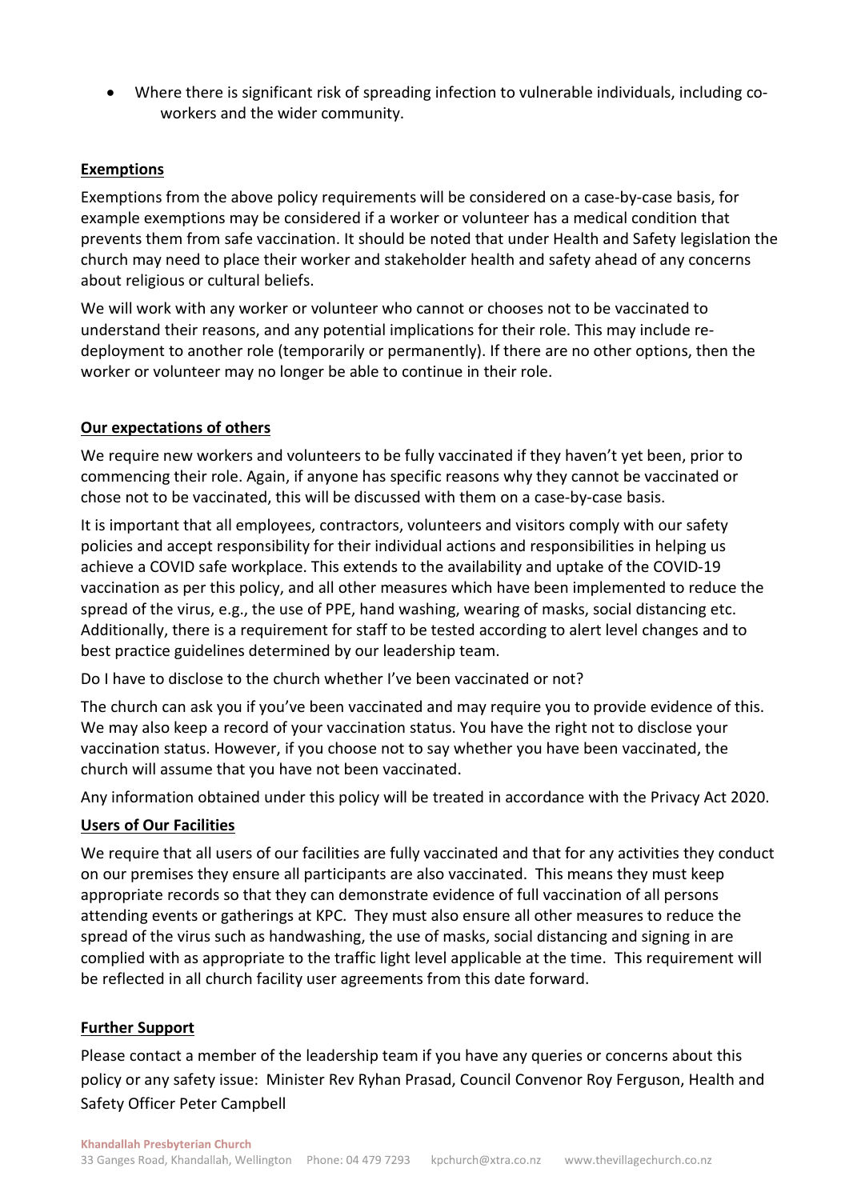- Where there is significant risk of spreading infection to vulnerable individuals, including co-workers and the wider community.

## Exemptions

Exemptions from the above policy requirements will be considered on a case-by-case basis, for example exemptions may be considered if a worker or volunteer has a medical condition that prevents them from safe vaccination. It should be noted that under Health and Safety legislation the church may need to place their worker and stakeholder health and safety ahead of any concerns about religious or cultural beliefs.

We will work with any worker or volunteer who cannot or chooses not to be vaccinated to understand their reasons, and any potential implications for their role. This may include re-deployment to another role (temporarily or permanently). If there are no other options, then the worker or volunteer may no longer be able to continue in their role.

## Our expectations of others

We require new workers and volunteers to be fully vaccinated if they haven't yet been, prior to commencing their role. Again, if anyone has specific reasons why they cannot be vaccinated or chose not to be vaccinated, this will be discussed with them on a case-by-case basis.

It is important that all employees, contractors, volunteers and visitors comply with our safety policies and accept responsibility for their individual actions and responsibilities in helping us achieve a COVID safe workplace. This extends to the availability and uptake of the COVID-19 vaccination as per this policy, and all other measures which have been implemented to reduce the spread of the virus, e.g., the use of PPE, hand washing, wearing of masks, social distancing etc. Additionally, there is a requirement for staff to be tested according to alert level changes and to best practice guidelines determined by our leadership team.

Do I have to disclose to the church whether I've been vaccinated or not?

The church can ask you if you've been vaccinated and may require you to provide evidence of this. We may also keep a record of your vaccination status. You have the right not to disclose your vaccination status. However, if you choose not to say whether you have been vaccinated, the church will assume that you have not been vaccinated.

Any information obtained under this policy will be treated in accordance with the Privacy Act 2020.

## Users of Our Facilities

We require that all users of our facilities are fully vaccinated and that for any activities they conduct on our premises they ensure all participants are also vaccinated. This means they must keep appropriate records so that they can demonstrate evidence of full vaccination of all persons attending events or gatherings at KPC. They must also ensure all other measures to reduce the spread of the virus such as handwashing, the use of masks, social distancing and signing in are complied with as appropriate to the traffic light level applicable at the time. This requirement will be reflected in all church facility user agreements from this date forward.

## Further Support

Please contact a member of the leadership team if you have any queries or concerns about this policy or any safety issue: Minister Rev Ryhan Prasad, Council Convenor Roy Ferguson, Health and Safety Officer Peter Campbell